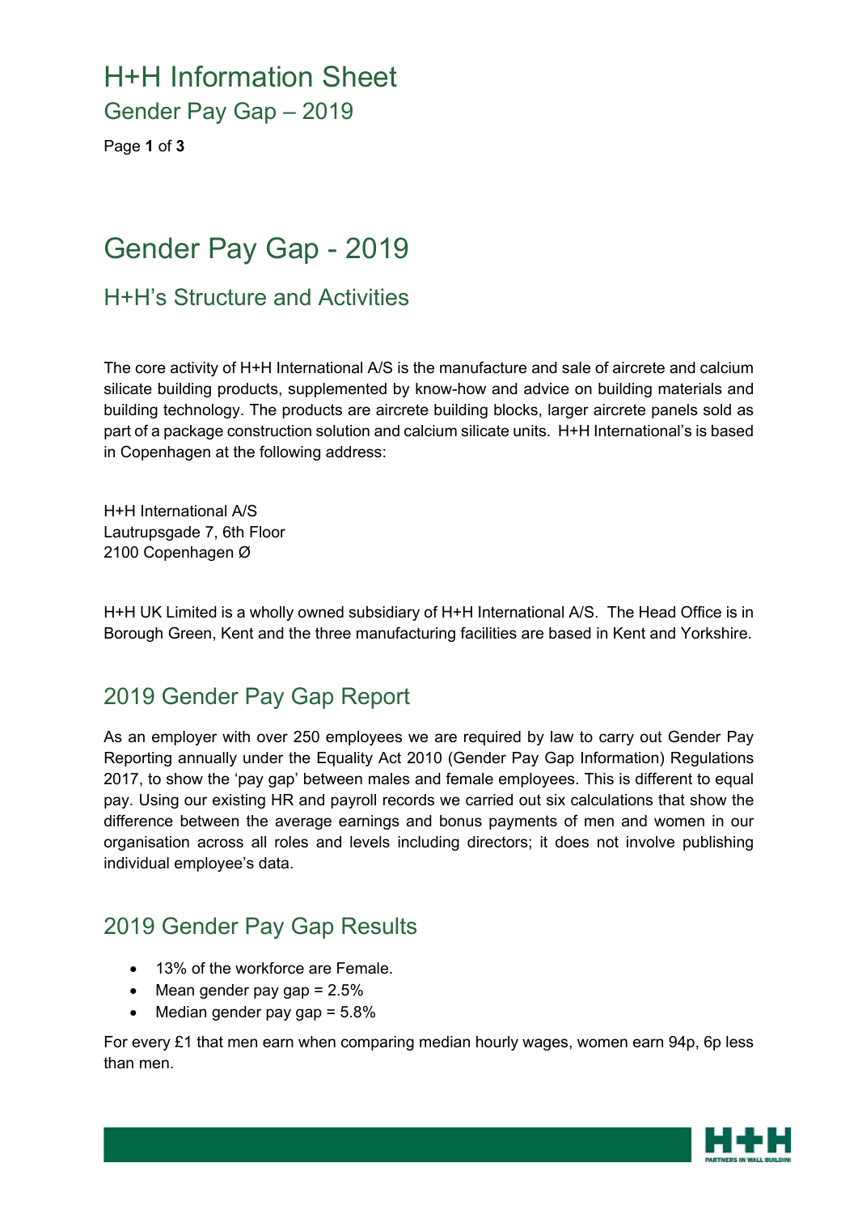# Gender Pay Gap - 2019

## H+H's Structure and Activities

The core activity of H+H International A/S is the manufacture and sale of aircrete and calcium silicate building products, supplemented by know-how and advice on building materials and building technology. The products are aircrete building blocks, larger aircrete panels sold as part of a package construction solution and calcium silicate units. H+H International's is based in Copenhagen at the following address:

H+H International A/S
Lautrupsgade 7, 6th Floor
2100 Copenhagen Ø

H+H UK Limited is a wholly owned subsidiary of H+H International A/S. The Head Office is in Borough Green, Kent and the three manufacturing facilities are based in Kent and Yorkshire.

## 2019 Gender Pay Gap Report

As an employer with over 250 employees we are required by law to carry out Gender Pay Reporting annually under the Equality Act 2010 (Gender Pay Gap Information) Regulations 2017, to show the 'pay gap' between males and female employees. This is different to equal pay. Using our existing HR and payroll records we carried out six calculations that show the difference between the average earnings and bonus payments of men and women in our organisation across all roles and levels including directors; it does not involve publishing individual employee's data.

## 2019 Gender Pay Gap Results

- 13% of the workforce are Female.
- Mean gender pay gap = 2.5%
- Median gender pay gap = 5.8%

For every £1 that men earn when comparing median hourly wages, women earn 94p, 6p less than men.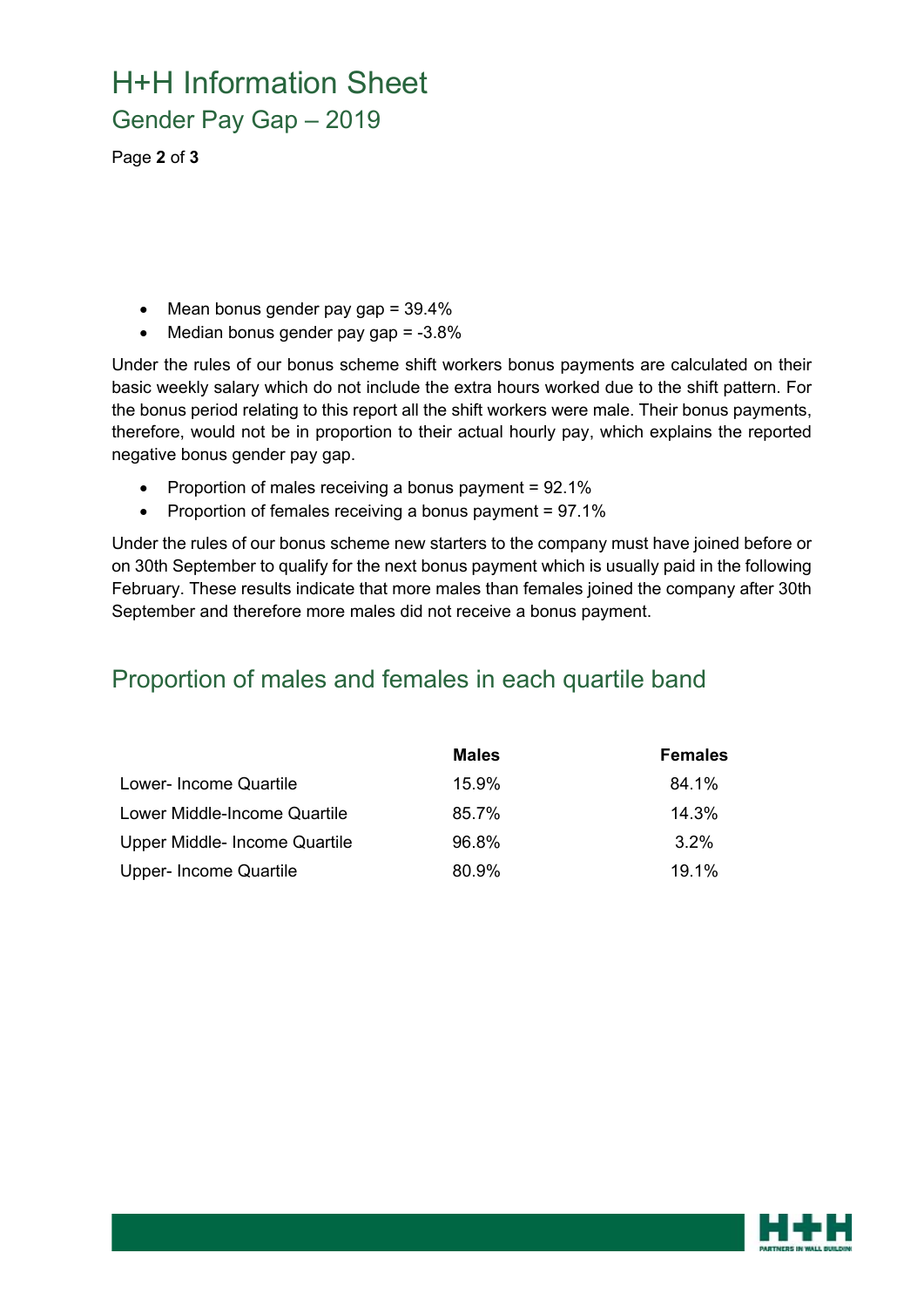- Mean bonus gender pay gap = 39.4%
- Median bonus gender pay gap = -3.8%

Under the rules of our bonus scheme shift workers bonus payments are calculated on their basic weekly salary which do not include the extra hours worked due to the shift pattern. For the bonus period relating to this report all the shift workers were male. Their bonus payments, therefore, would not be in proportion to their actual hourly pay, which explains the reported negative bonus gender pay gap.

- Proportion of males receiving a bonus payment = 92.1%
- Proportion of females receiving a bonus payment = 97.1%

Under the rules of our bonus scheme new starters to the company must have joined before or on 30th September to qualify for the next bonus payment which is usually paid in the following February. These results indicate that more males than females joined the company after 30th September and therefore more males did not receive a bonus payment.

## Proportion of males and females in each quartile band

| | **Males** | **Females** |
|---|---|---|
| Lower- Income Quartile | 15.9% | 84.1% |
| Lower Middle-Income Quartile | 85.7% | 14.3% |
| Upper Middle- Income Quartile | 96.8% | 3.2% |
| Upper- Income Quartile | 80.9% | 19.1% |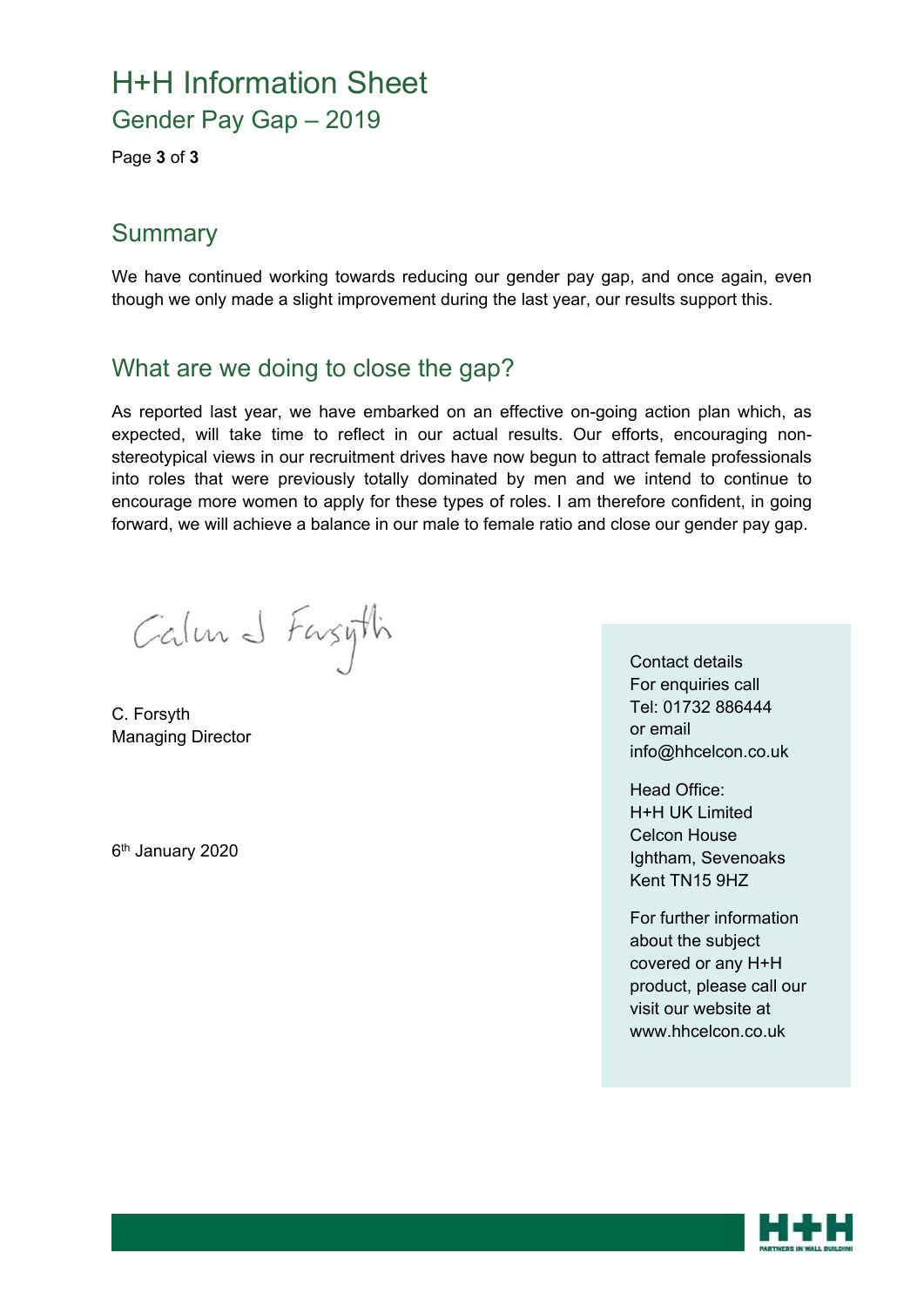## Summary

We have continued working towards reducing our gender pay gap, and once again, even though we only made a slight improvement during the last year, our results support this.

## What are we doing to close the gap?

As reported last year, we have embarked on an effective on-going action plan which, as expected, will take time to reflect in our actual results. Our efforts, encouraging non-stereotypical views in our recruitment drives have now begun to attract female professionals into roles that were previously totally dominated by men and we intend to continue to encourage more women to apply for these types of roles. I am therefore confident, in going forward, we will achieve a balance in our male to female ratio and close our gender pay gap.

Calum J Forsyth

C. Forsyth
Managing Director

6th January 2020

Contact details
For enquiries call
Tel: 01732 886444
or email
info@hhcelcon.co.uk

Head Office:
H+H UK Limited
Celcon House
Ightham, Sevenoaks
Kent TN15 9HZ

For further information about the subject covered or any H+H product, please call our visit our website at www.hhcelcon.co.uk

H+H
PARTNERS IN WALL BUILDING